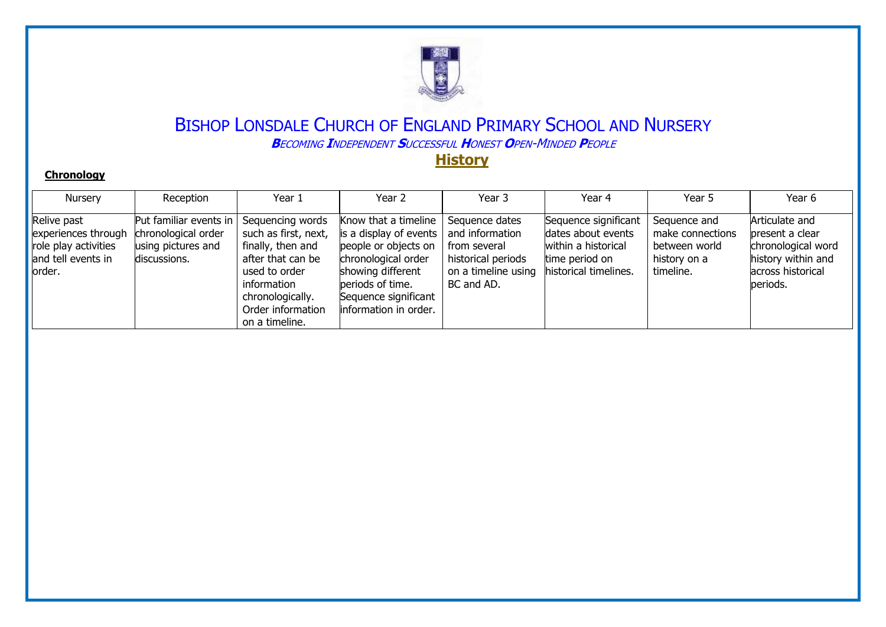# Bishop Lonsdale Church of England Primary School and Nursery

***B**ecoming **I**ndependent **S**uccessful **H**onest **O**pen-Minded **P**eople*

## History

**Chronology**

| Nursery | Reception | Year 1 | Year 2 | Year 3 | Year 4 | Year 5 | Year 6 |
|---|---|---|---|---|---|---|---|
| Relive past experiences through role play activities and tell events in order. | Put familiar events in chronological order using pictures and discussions. | Sequencing words such as first, next, finally, then and after that can be used to order information chronologically. Order information on a timeline. | Know that a timeline is a display of events people or objects on chronological order showing different periods of time. Sequence significant information in order. | Sequence dates and information from several historical periods on a timeline using BC and AD. | Sequence significant dates about events within a historical time period on historical timelines. | Sequence and make connections between world history on a timeline. | Articulate and present a clear chronological word history within and across historical periods. |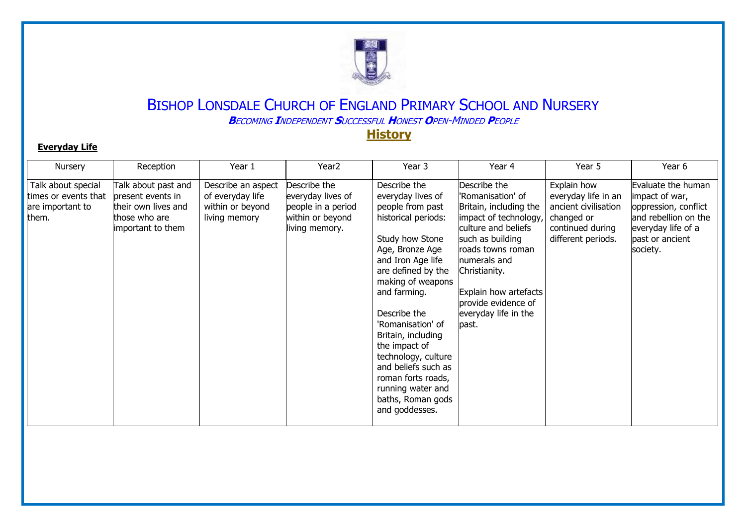# Bishop Lonsdale Church of England Primary School and Nursery

***B**ecoming **I**ndependent **S**uccessful **H**onest **O**pen-Minded **P**eople*

## History

**Everyday Life**

| Nursery | Reception | Year 1 | Year2 | Year 3 | Year 4 | Year 5 | Year 6 |
|---|---|---|---|---|---|---|---|
| Talk about special times or events that are important to them. | Talk about past and present events in their own lives and those who are important to them | Describe an aspect of everyday life within or beyond living memory | Describe the everyday lives of people in a period within or beyond living memory. | Describe the everyday lives of people from past historical periods:<br><br>Study how Stone Age, Bronze Age and Iron Age life are defined by the making of weapons and farming.<br><br>Describe the 'Romanisation' of Britain, including the impact of technology, culture and beliefs such as roman forts roads, running water and baths, Roman gods and goddesses. | Describe the 'Romanisation' of Britain, including the impact of technology, culture and beliefs such as building roads towns roman numerals and Christianity.<br><br>Explain how artefacts provide evidence of everyday life in the past. | Explain how everyday life in an ancient civilisation changed or continued during different periods. | Evaluate the human impact of war, oppression, conflict and rebellion on the everyday life of a past or ancient society. |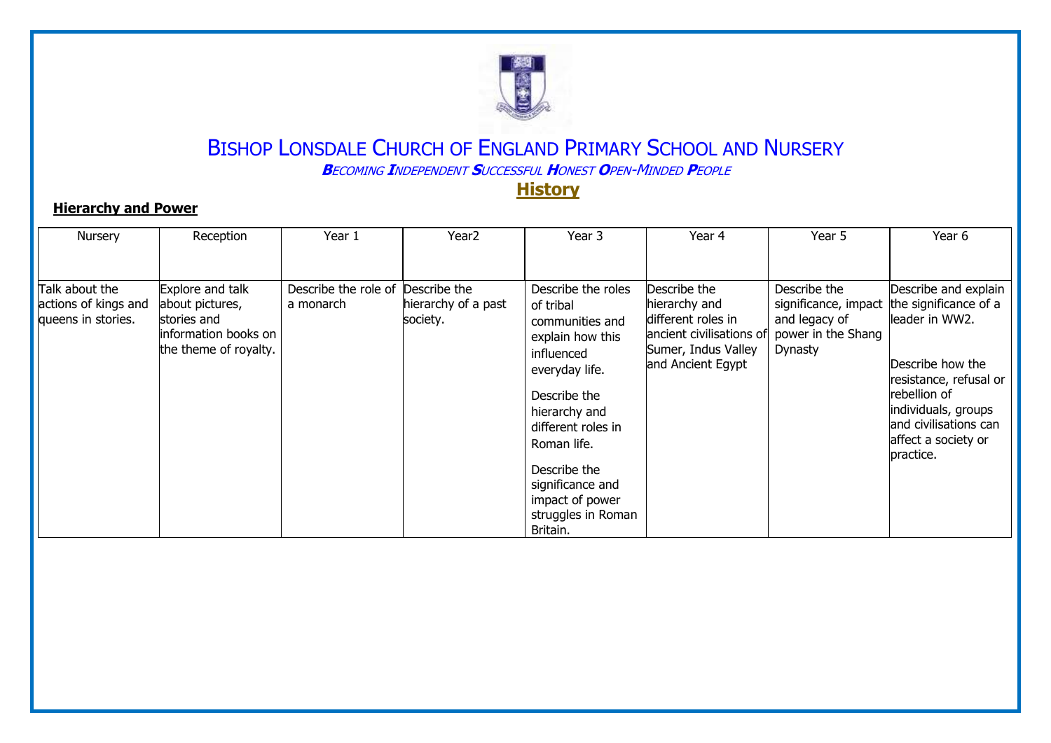# Bishop Lonsdale Church of England Primary School and Nursery

***Becoming Independent Successful Honest Open-Minded People***

## History

**Hierarchy and Power**

| Nursery | Reception | Year 1 | Year2 | Year 3 | Year 4 | Year 5 | Year 6 |
|---|---|---|---|---|---|---|---|
| Talk about the actions of kings and queens in stories. | Explore and talk about pictures, stories and information books on the theme of royalty. | Describe the role of a monarch | Describe the hierarchy of a past society. | Describe the roles of tribal communities and explain how this influenced everyday life.<br><br>Describe the hierarchy and different roles in Roman life.<br><br>Describe the significance and impact of power struggles in Roman Britain. | Describe the hierarchy and different roles in ancient civilisations of Sumer, Indus Valley and Ancient Egypt | Describe the significance, impact and legacy of power in the Shang Dynasty | Describe and explain the significance of a leader in WW2.<br><br>Describe how the resistance, refusal or rebellion of individuals, groups and civilisations can affect a society or practice. |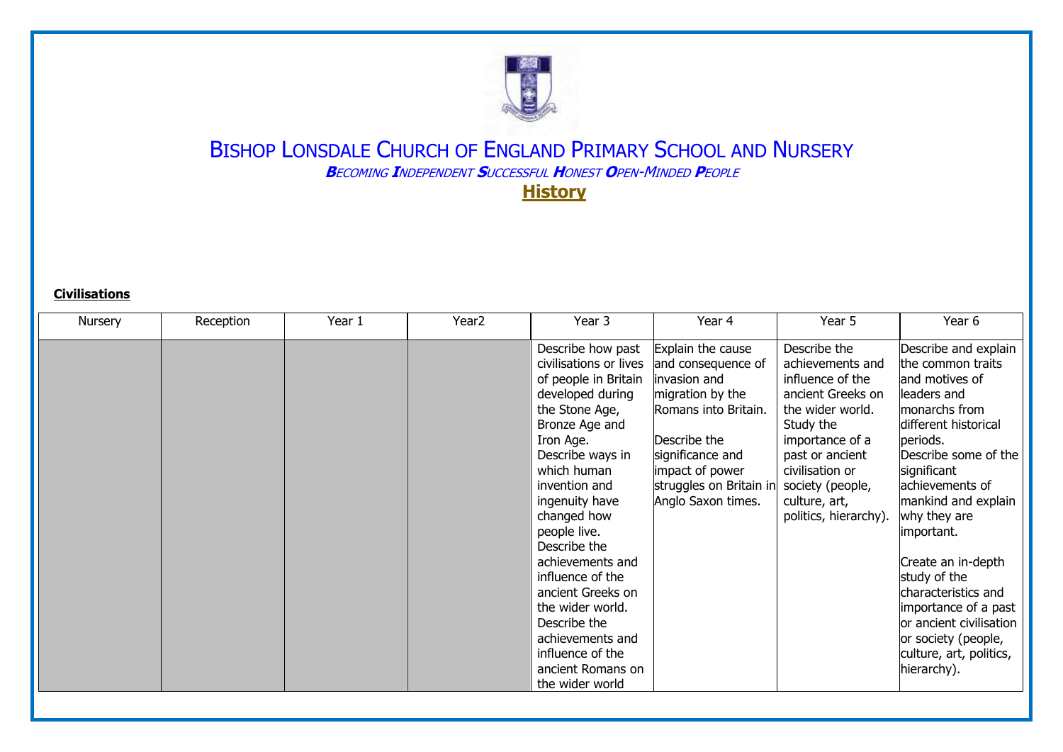# Bishop Lonsdale Church of England Primary School and Nursery

***Becoming Independent Successful Honest Open-Minded People***

## History

**Civilisations**

| Nursery | Reception | Year 1 | Year2 | Year 3 | Year 4 | Year 5 | Year 6 |
|---|---|---|---|---|---|---|---|
| | | | | Describe how past civilisations or lives of people in Britain developed during the Stone Age, Bronze Age and Iron Age. Describe ways in which human invention and ingenuity have changed how people live. Describe the achievements and influence of the ancient Greeks on the wider world. Describe the achievements and influence of the ancient Romans on the wider world | Explain the cause and consequence of invasion and migration by the Romans into Britain.<br><br>Describe the significance and impact of power struggles on Britain in Anglo Saxon times. | Describe the achievements and influence of the ancient Greeks on the wider world. Study the importance of a past or ancient civilisation or society (people, culture, art, politics, hierarchy). | Describe and explain the common traits and motives of leaders and monarchs from different historical periods. Describe some of the significant achievements of mankind and explain why they are important.<br><br>Create an in-depth study of the characteristics and importance of a past or ancient civilisation or society (people, culture, art, politics, hierarchy). |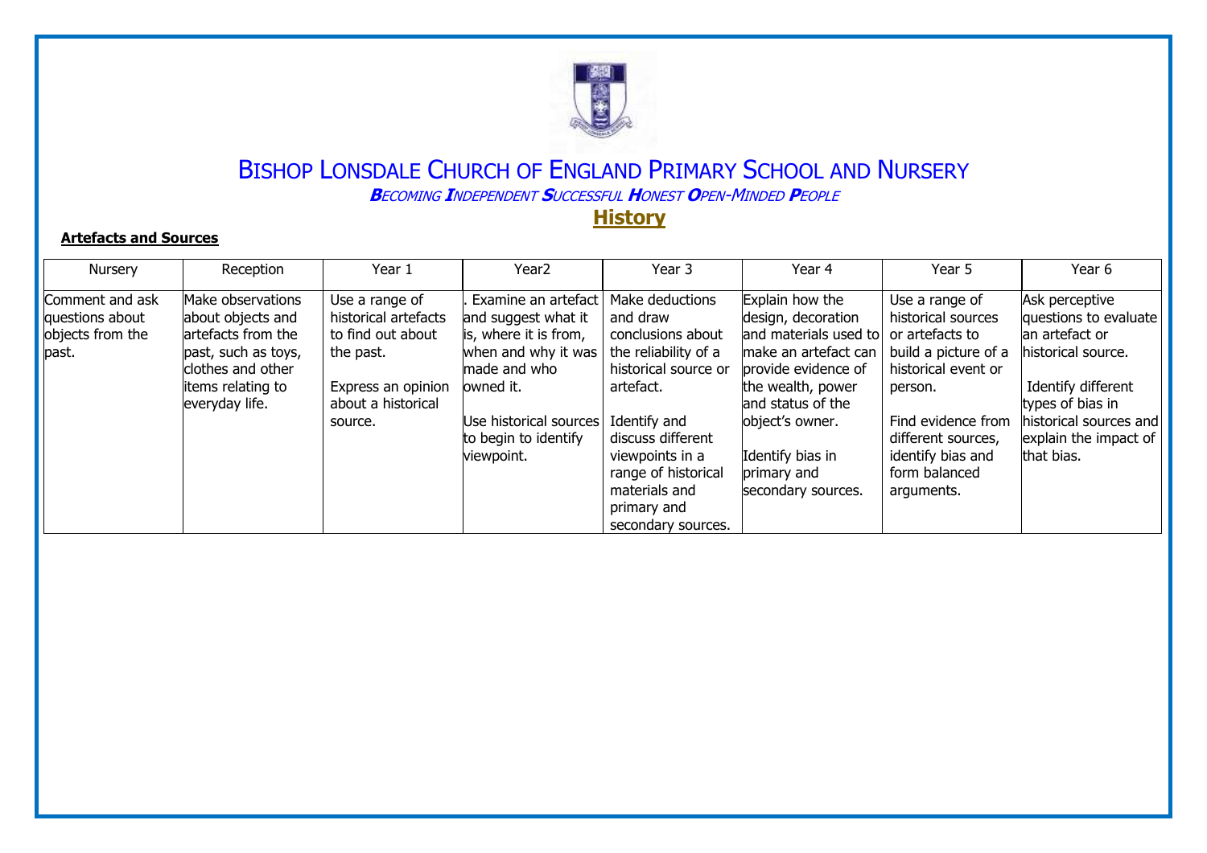# Bishop Lonsdale Church of England Primary School and Nursery

***B**ecoming **I**ndependent **S**uccessful **H**onest **O**pen-Minded **P**eople*

## History

**Artefacts and Sources**

| Nursery | Reception | Year 1 | Year2 | Year 3 | Year 4 | Year 5 | Year 6 |
|---|---|---|---|---|---|---|---|
| Comment and ask questions about objects from the past. | Make observations about objects and artefacts from the past, such as toys, clothes and other items relating to everyday life. | Use a range of historical artefacts to find out about the past.<br><br>Express an opinion about a historical source. | . Examine an artefact and suggest what it is, where it is from, when and why it was made and who owned it.<br><br>Use historical sources to begin to identify viewpoint. | Make deductions and draw conclusions about the reliability of a historical source or artefact.<br><br>Identify and discuss different viewpoints in a range of historical materials and primary and secondary sources. | Explain how the design, decoration and materials used to make an artefact can provide evidence of the wealth, power and status of the object's owner.<br><br>Identify bias in primary and secondary sources. | Use a range of historical sources or artefacts to build a picture of a historical event or person.<br><br>Find evidence from different sources, identify bias and form balanced arguments. | Ask perceptive questions to evaluate an artefact or historical source.<br><br>Identify different types of bias in historical sources and explain the impact of that bias. |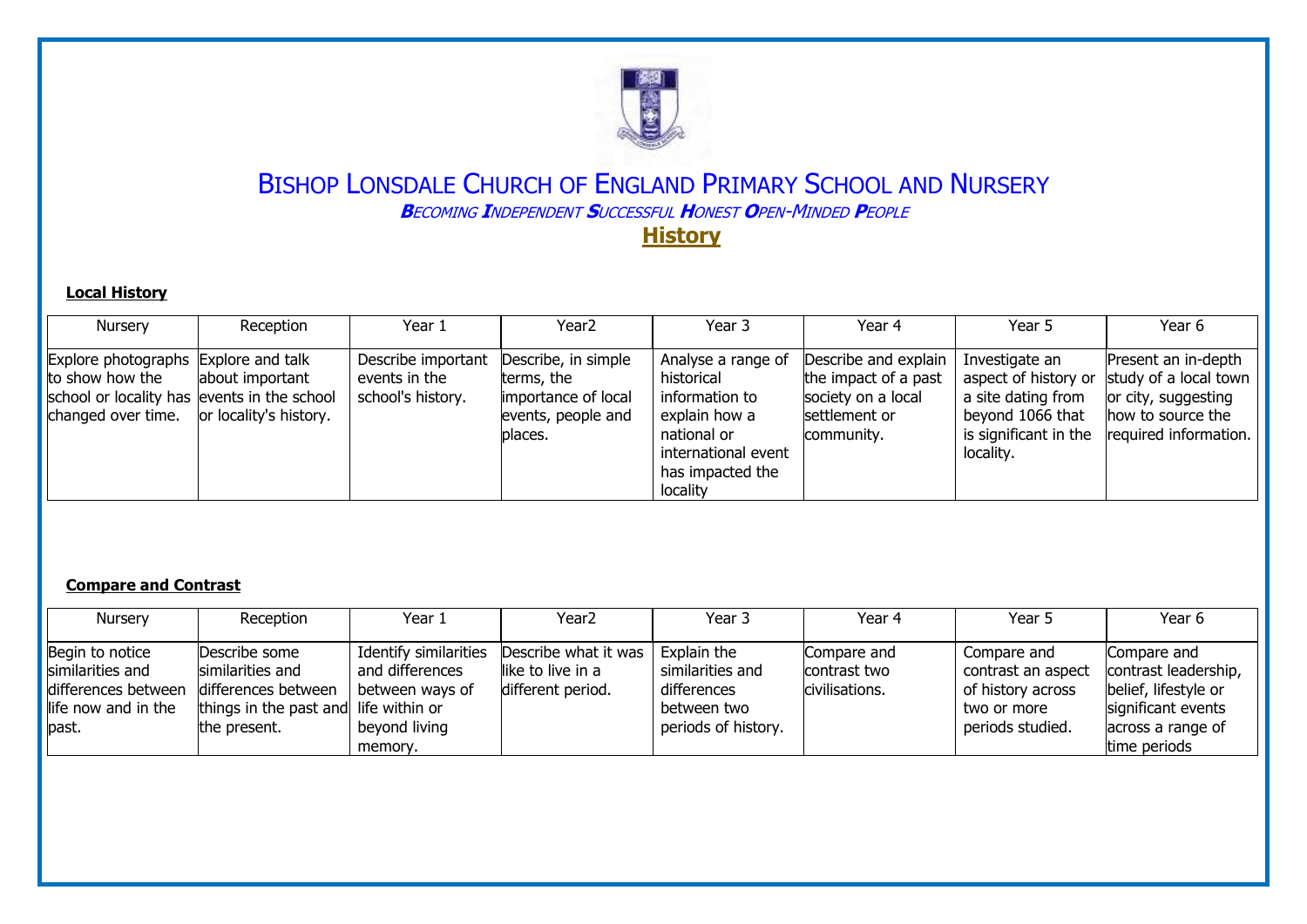# Bishop Lonsdale Church of England Primary School and Nursery

***B**ecoming **I**ndependent **S**uccessful **H**onest **O**pen-Minded **P**eople*

## History

### Local History

| Nursery | Reception | Year 1 | Year2 | Year 3 | Year 4 | Year 5 | Year 6 |
|---|---|---|---|---|---|---|---|
| Explore photographs to show how the school or locality has changed over time. | Explore and talk about important events in the school or locality's history. | Describe important events in the school's history. | Describe, in simple terms, the importance of local events, people and places. | Analyse a range of historical information to explain how a national or international event has impacted the locality | Describe and explain the impact of a past society on a local settlement or community. | Investigate an aspect of history or a site dating from beyond 1066 that is significant in the locality. | Present an in-depth study of a local town or city, suggesting how to source the required information. |

### Compare and Contrast

| Nursery | Reception | Year 1 | Year2 | Year 3 | Year 4 | Year 5 | Year 6 |
|---|---|---|---|---|---|---|---|
| Begin to notice similarities and differences between life now and in the past. | Describe some similarities and differences between things in the past and the present. | Identify similarities and differences between ways of life within or beyond living memory. | Describe what it was like to live in a different period. | Explain the similarities and differences between two periods of history. | Compare and contrast two civilisations. | Compare and contrast an aspect of history across two or more periods studied. | Compare and contrast leadership, belief, lifestyle or significant events across a range of time periods |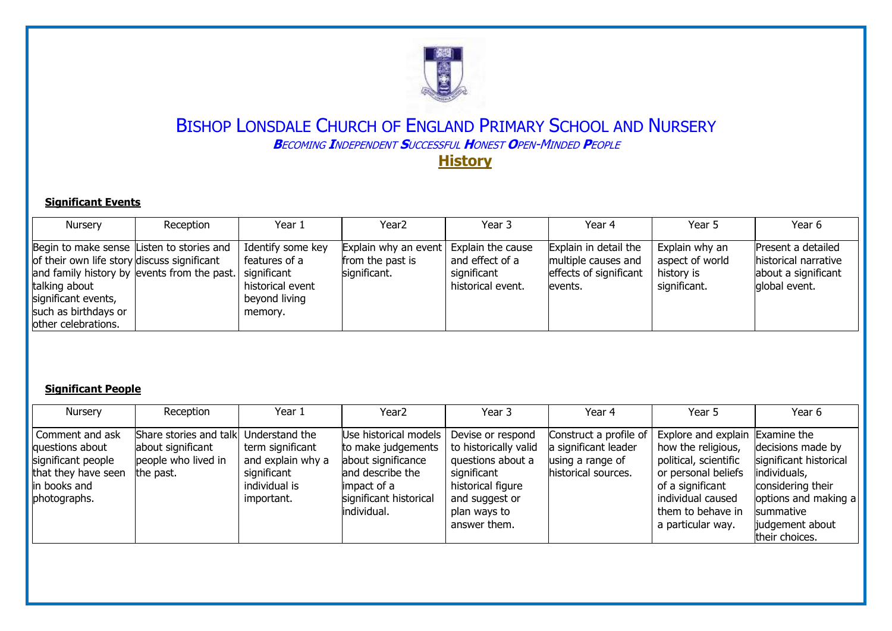# Bishop Lonsdale Church of England Primary School and Nursery

***B**ecoming **I**ndependent **S**uccessful **H**onest **O**pen-Minded **P**eople*

## History

**Significant Events**

| Nursery | Reception | Year 1 | Year2 | Year 3 | Year 4 | Year 5 | Year 6 |
|---|---|---|---|---|---|---|---|
| Begin to make sense of their own life story and family history by talking about significant events, such as birthdays or other celebrations. | Listen to stories and discuss significant events from the past. | Identify some key features of a significant historical event beyond living memory. | Explain why an event from the past is significant. | Explain the cause and effect of a significant historical event. | Explain in detail the multiple causes and effects of significant events. | Explain why an aspect of world history is significant. | Present a detailed historical narrative about a significant global event. |

**Significant People**

| Nursery | Reception | Year 1 | Year2 | Year 3 | Year 4 | Year 5 | Year 6 |
|---|---|---|---|---|---|---|---|
| Comment and ask questions about significant people that they have seen in books and photographs. | Share stories and talk about significant people who lived in the past. | Understand the term significant and explain why a significant individual is important. | Use historical models to make judgements about significance and describe the impact of a significant historical individual. | Devise or respond to historically valid questions about a significant historical figure and suggest or plan ways to answer them. | Construct a profile of a significant leader using a range of historical sources. | Explore and explain how the religious, political, scientific or personal beliefs of a significant individual caused them to behave in a particular way. | Examine the decisions made by significant historical individuals, considering their options and making a summative judgement about their choices. |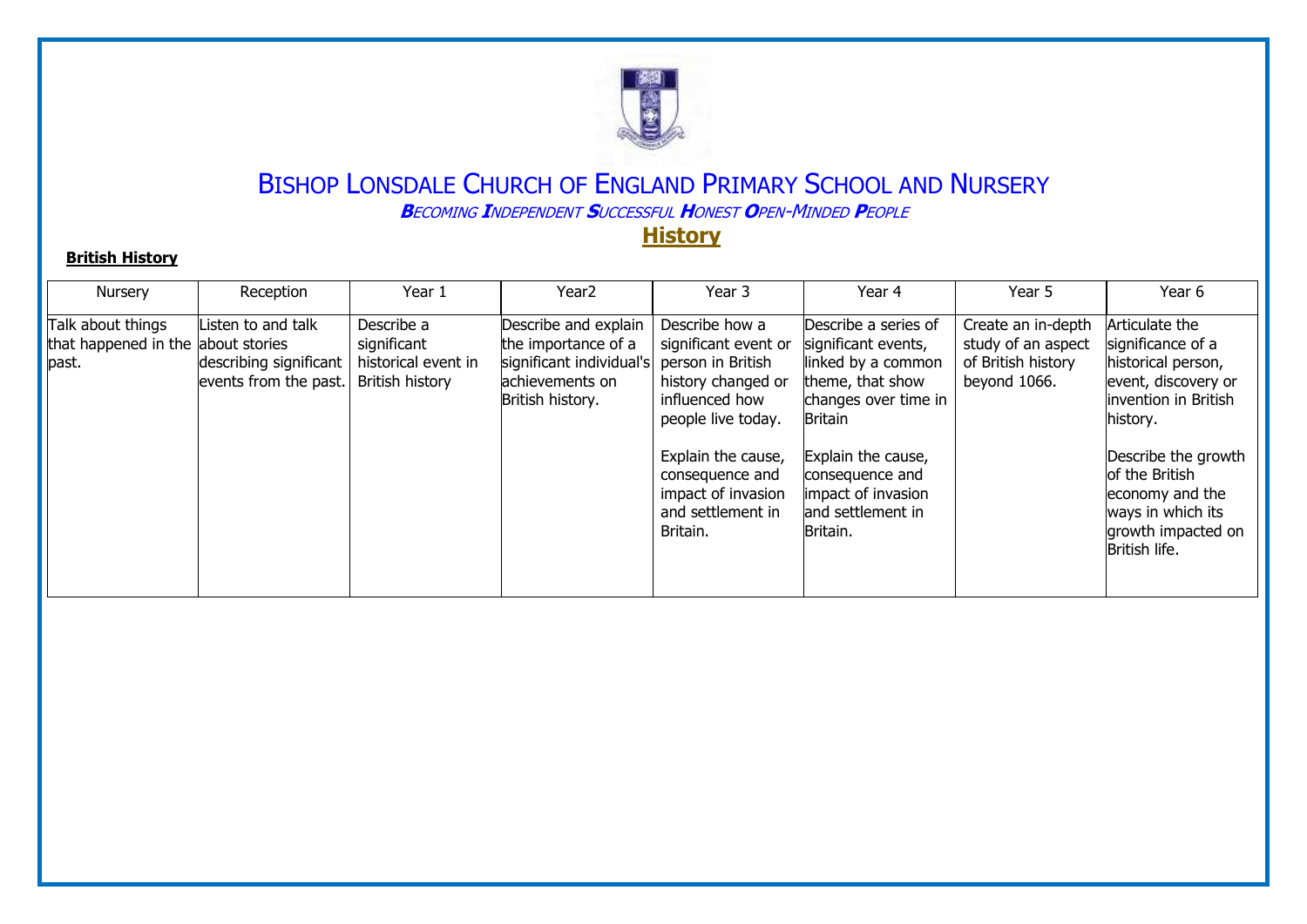# BISHOP LONSDALE CHURCH OF ENGLAND PRIMARY SCHOOL AND NURSERY

***BECOMING INDEPENDENT SUCCESSFUL HONEST OPEN-MINDED PEOPLE***

## History

**British History**

| Nursery | Reception | Year 1 | Year2 | Year 3 | Year 4 | Year 5 | Year 6 |
|---|---|---|---|---|---|---|---|
| Talk about things that happened in the past. | Listen to and talk about stories describing significant events from the past. | Describe a significant historical event in British history | Describe and explain the importance of a significant individual's achievements on British history. | Describe how a significant event or person in British history changed or influenced how people live today.<br><br>Explain the cause, consequence and impact of invasion and settlement in Britain. | Describe a series of significant events, linked by a common theme, that show changes over time in Britain<br><br>Explain the cause, consequence and impact of invasion and settlement in Britain. | Create an in-depth study of an aspect of British history beyond 1066. | Articulate the significance of a historical person, event, discovery or invention in British history.<br><br>Describe the growth of the British economy and the ways in which its growth impacted on British life. |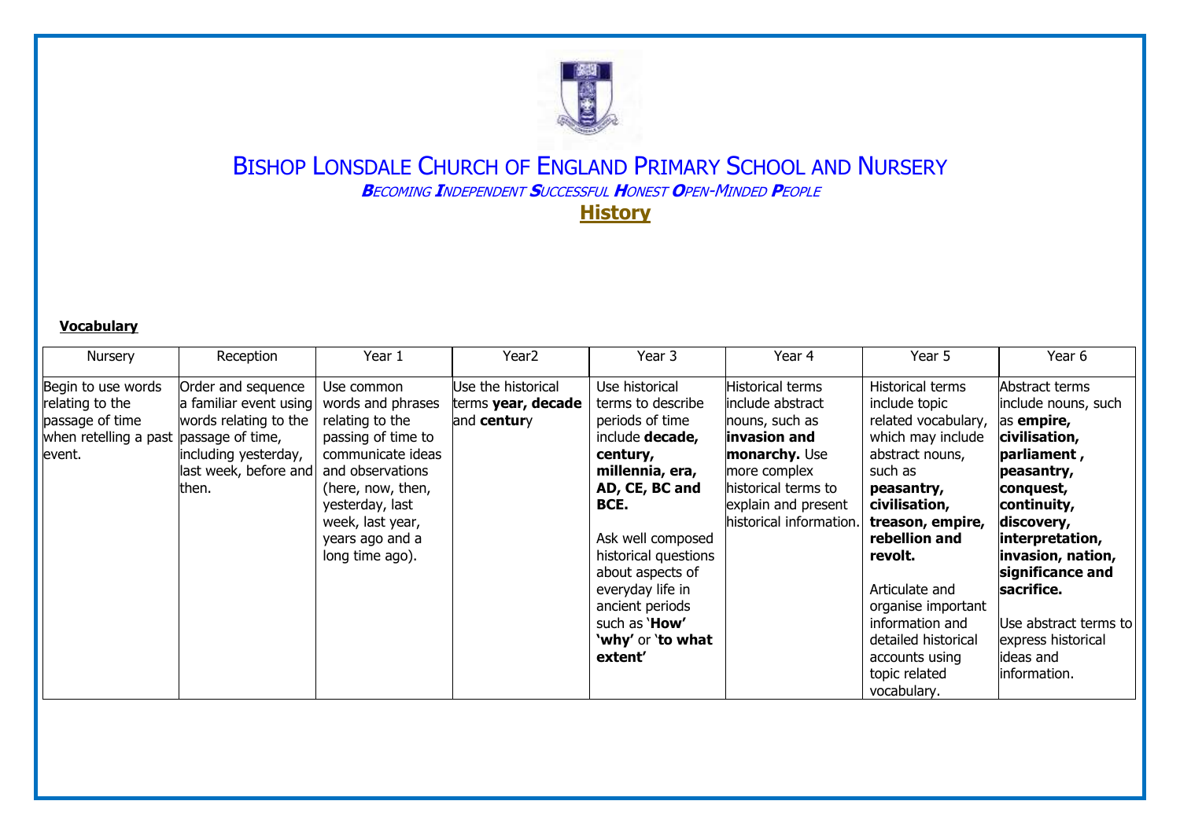# Bishop Lonsdale Church of England Primary School and Nursery

***B**ecoming **I**ndependent **S**uccessful **H**onest **O**pen-Minded **P**eople*

## History

**Vocabulary**

| Nursery | Reception | Year 1 | Year2 | Year 3 | Year 4 | Year 5 | Year 6 |
|---|---|---|---|---|---|---|---|
| Begin to use words relating to the passage of time when retelling a past event. | Order and sequence a familiar event using words relating to the passage of time, including yesterday, last week, before and then. | Use common words and phrases relating to the passing of time to communicate ideas and observations (here, now, then, yesterday, last week, last year, years ago and a long time ago). | Use the historical terms **year, decade** and **centur**y | Use historical terms to describe periods of time include **decade, century, millennia, era, AD, CE, BC and BCE.**<br><br>Ask well composed historical questions about aspects of everyday life in ancient periods such as '**How' 'why'** or '**to what extent'** | Historical terms include abstract nouns, such as **invasion and monarchy.** Use more complex historical terms to explain and present historical information. | Historical terms include topic related vocabulary, which may include abstract nouns, such as **peasantry, civilisation, treason, empire, rebellion and revolt.**<br><br>Articulate and organise important information and detailed historical accounts using topic related vocabulary. | Abstract terms include nouns, such as **empire, civilisation, parliament , peasantry, conquest, continuity, discovery, interpretation, invasion, nation, significance and sacrifice.**<br><br>Use abstract terms to express historical ideas and information. |